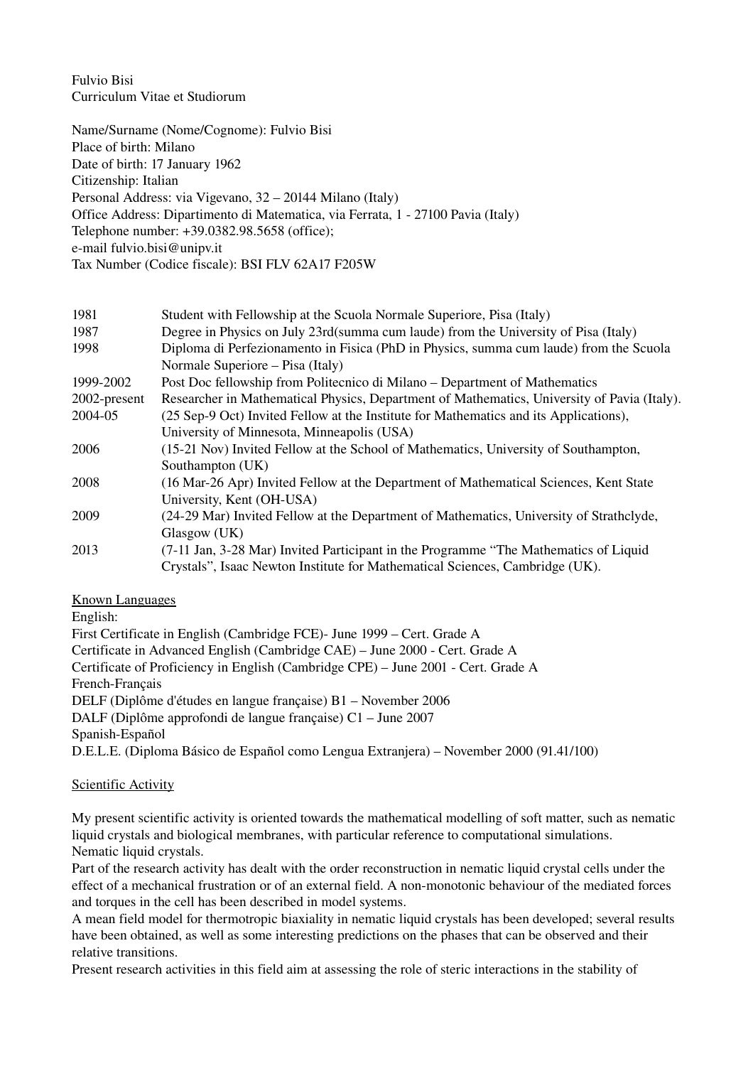Fulvio Bisi
Curriculum Vitae et Studiorum

Name/Surname (Nome/Cognome): Fulvio Bisi
Place of birth: Milano
Date of birth: 17 January 1962
Citizenship: Italian
Personal Address: via Vigevano, 32 – 20144 Milano (Italy)
Office Address: Dipartimento di Matematica, via Ferrata, 1 - 27100 Pavia (Italy)
Telephone number: +39.0382.98.5658 (office);
e-mail fulvio.bisi@unipv.it
Tax Number (Codice fiscale): BSI FLV 62A17 F205W

| | |
|---|---|
| 1981 | Student with Fellowship at the Scuola Normale Superiore, Pisa (Italy) |
| 1987 | Degree in Physics on July 23rd(summa cum laude) from the University of Pisa (Italy) |
| 1998 | Diploma di Perfezionamento in Fisica (PhD in Physics, summa cum laude) from the Scuola Normale Superiore – Pisa (Italy) |
| 1999-2002 | Post Doc fellowship from Politecnico di Milano – Department of Mathematics |
| 2002-present | Researcher in Mathematical Physics, Department of Mathematics, University of Pavia (Italy). |
| 2004-05 | (25 Sep-9 Oct) Invited Fellow at the Institute for Mathematics and its Applications), University of Minnesota, Minneapolis (USA) |
| 2006 | (15-21 Nov) Invited Fellow at the School of Mathematics, University of Southampton, Southampton (UK) |
| 2008 | (16 Mar-26 Apr) Invited Fellow at the Department of Mathematical Sciences, Kent State University, Kent (OH-USA) |
| 2009 | (24-29 Mar) Invited Fellow at the Department of Mathematics, University of Strathclyde, Glasgow (UK) |
| 2013 | (7-11 Jan, 3-28 Mar) Invited Participant in the Programme "The Mathematics of Liquid Crystals", Isaac Newton Institute for Mathematical Sciences, Cambridge (UK). |

<u>Known Languages</u>

English:
First Certificate in English (Cambridge FCE)- June 1999 – Cert. Grade A
Certificate in Advanced English (Cambridge CAE) – June 2000 - Cert. Grade A
Certificate of Proficiency in English (Cambridge CPE) – June 2001 - Cert. Grade A
French-Français
DELF (Diplôme d'études en langue française) B1 – November 2006
DALF (Diplôme approfondi de langue française) C1 – June 2007
Spanish-Español
D.E.L.E. (Diploma Básico de Español como Lengua Extranjera) – November 2000 (91.41/100)

<u>Scientific Activity</u>

My present scientific activity is oriented towards the mathematical modelling of soft matter, such as nematic liquid crystals and biological membranes, with particular reference to computational simulations.
Nematic liquid crystals.
Part of the research activity has dealt with the order reconstruction in nematic liquid crystal cells under the effect of a mechanical frustration or of an external field. A non-monotonic behaviour of the mediated forces and torques in the cell has been described in model systems.
A mean field model for thermotropic biaxiality in nematic liquid crystals has been developed; several results have been obtained, as well as some interesting predictions on the phases that can be observed and their relative transitions.
Present research activities in this field aim at assessing the role of steric interactions in the stability of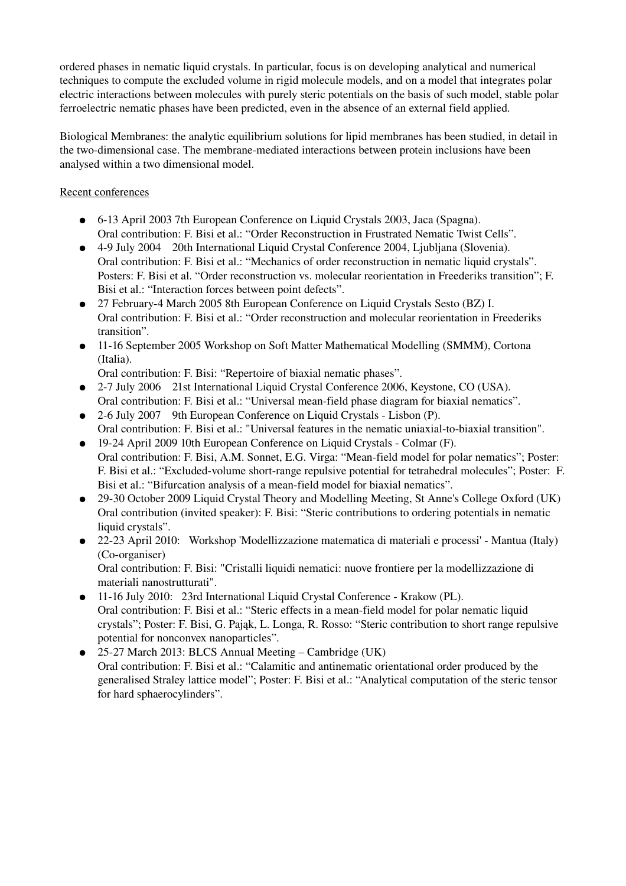ordered phases in nematic liquid crystals. In particular, focus is on developing analytical and numerical techniques to compute the excluded volume in rigid molecule models, and on a model that integrates polar electric interactions between molecules with purely steric potentials on the basis of such model, stable polar ferroelectric nematic phases have been predicted, even in the absence of an external field applied.

Biological Membranes: the analytic equilibrium solutions for lipid membranes has been studied, in detail in the two-dimensional case. The membrane-mediated interactions between protein inclusions have been analysed within a two dimensional model.

Recent conferences

- 6-13 April 2003 7th European Conference on Liquid Crystals 2003, Jaca (Spagna).
  Oral contribution: F. Bisi et al.: "Order Reconstruction in Frustrated Nematic Twist Cells".
- 4-9 July 2004 20th International Liquid Crystal Conference 2004, Ljubljana (Slovenia).
  Oral contribution: F. Bisi et al.: "Mechanics of order reconstruction in nematic liquid crystals".
  Posters: F. Bisi et al. "Order reconstruction vs. molecular reorientation in Freederiks transition"; F. Bisi et al.: "Interaction forces between point defects".
- 27 February-4 March 2005 8th European Conference on Liquid Crystals Sesto (BZ) I.
  Oral contribution: F. Bisi et al.: "Order reconstruction and molecular reorientation in Freederiks transition".
- 11-16 September 2005 Workshop on Soft Matter Mathematical Modelling (SMMM), Cortona (Italia).
  Oral contribution: F. Bisi: "Repertoire of biaxial nematic phases".
- 2-7 July 2006 21st International Liquid Crystal Conference 2006, Keystone, CO (USA).
  Oral contribution: F. Bisi et al.: "Universal mean-field phase diagram for biaxial nematics".
- 2-6 July 2007 9th European Conference on Liquid Crystals - Lisbon (P).
  Oral contribution: F. Bisi et al.: "Universal features in the nematic uniaxial-to-biaxial transition".
- 19-24 April 2009 10th European Conference on Liquid Crystals - Colmar (F).
  Oral contribution: F. Bisi, A.M. Sonnet, E.G. Virga: "Mean-field model for polar nematics"; Poster: F. Bisi et al.: "Excluded-volume short-range repulsive potential for tetrahedral molecules"; Poster: F. Bisi et al.: "Bifurcation analysis of a mean-field model for biaxial nematics".
- 29-30 October 2009 Liquid Crystal Theory and Modelling Meeting, St Anne's College Oxford (UK)
  Oral contribution (invited speaker): F. Bisi: "Steric contributions to ordering potentials in nematic liquid crystals".
- 22-23 April 2010: Workshop 'Modellizzazione matematica di materiali e processi' - Mantua (Italy) (Co-organiser)
  Oral contribution: F. Bisi: "Cristalli liquidi nematici: nuove frontiere per la modellizzazione di materiali nanostrutturati".
- 11-16 July 2010: 23rd International Liquid Crystal Conference - Krakow (PL).
  Oral contribution: F. Bisi et al.: "Steric effects in a mean-field model for polar nematic liquid crystals"; Poster: F. Bisi, G. Pająk, L. Longa, R. Rosso: "Steric contribution to short range repulsive potential for nonconvex nanoparticles".
- 25-27 March 2013: BLCS Annual Meeting – Cambridge (UK)
  Oral contribution: F. Bisi et al.: "Calamitic and antinematic orientational order produced by the generalised Straley lattice model"; Poster: F. Bisi et al.: "Analytical computation of the steric tensor for hard sphaerocylinders".